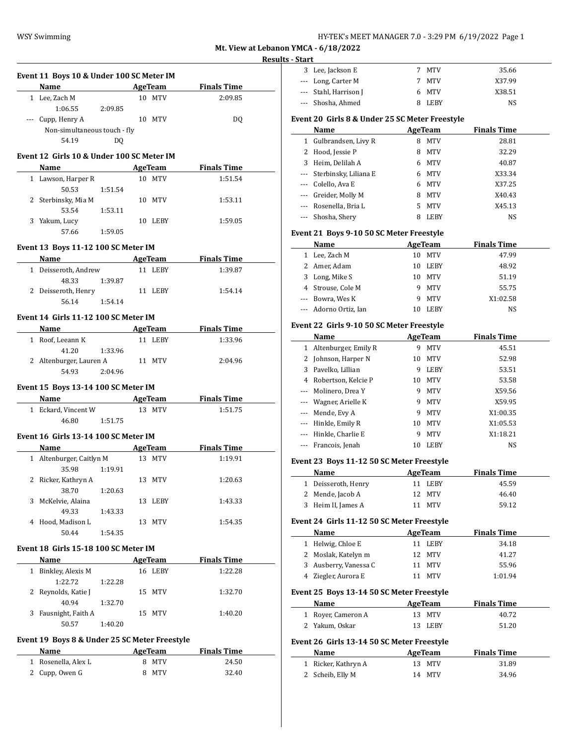**Mt. View at Lebanon YMCA - 6/18/2022**

**Results - Start**

### Event 11 Boys 10 & Under 100 SC Meter IM

| | Name | Age | Team | Finals Time |
|---|---|---|---|---|
| 1 | Lee, Zach M | 10 | MTV | 2:09.85 |
| | 1:06.55 2:09.85 | | | |
| --- | Cupp, Henry A | 10 | MTV | DQ |
| | Non-simultaneous touch - fly | | | |
| | 54.19 DQ | | | |

### Event 12 Girls 10 & Under 100 SC Meter IM

| | Name | Age | Team | Finals Time |
|---|---|---|---|---|
| 1 | Lawson, Harper R | 10 | MTV | 1:51.54 |
| | 50.53 1:51.54 | | | |
| 2 | Sterbinsky, Mia M | 10 | MTV | 1:53.11 |
| | 53.54 1:53.11 | | | |
| 3 | Yakum, Lucy | 10 | LEBY | 1:59.05 |
| | 57.66 1:59.05 | | | |

### Event 13 Boys 11-12 100 SC Meter IM

| | Name | Age | Team | Finals Time |
|---|---|---|---|---|
| 1 | Deisseroth, Andrew | 11 | LEBY | 1:39.87 |
| | 48.33 1:39.87 | | | |
| 2 | Deisseroth, Henry | 11 | LEBY | 1:54.14 |
| | 56.14 1:54.14 | | | |

### Event 14 Girls 11-12 100 SC Meter IM

| | Name | Age | Team | Finals Time |
|---|---|---|---|---|
| 1 | Roof, Leeann K | 11 | LEBY | 1:33.96 |
| | 41.20 1:33.96 | | | |
| 2 | Altenburger, Lauren A | 11 | MTV | 2:04.96 |
| | 54.93 2:04.96 | | | |

### Event 15 Boys 13-14 100 SC Meter IM

| | Name | Age | Team | Finals Time |
|---|---|---|---|---|
| 1 | Eckard, Vincent W | 13 | MTV | 1:51.75 |
| | 46.80 1:51.75 | | | |

### Event 16 Girls 13-14 100 SC Meter IM

| | Name | Age | Team | Finals Time |
|---|---|---|---|---|
| 1 | Altenburger, Caitlyn M | 13 | MTV | 1:19.91 |
| | 35.98 1:19.91 | | | |
| 2 | Ricker, Kathryn A | 13 | MTV | 1:20.63 |
| | 38.70 1:20.63 | | | |
| 3 | McKelvie, Alaina | 13 | LEBY | 1:43.33 |
| | 49.33 1:43.33 | | | |
| 4 | Hood, Madison L | 13 | MTV | 1:54.35 |
| | 50.44 1:54.35 | | | |

### Event 18 Girls 15-18 100 SC Meter IM

| | Name | Age | Team | Finals Time |
|---|---|---|---|---|
| 1 | Binkley, Alexis M | 16 | LEBY | 1:22.28 |
| | 1:22.72 1:22.28 | | | |
| 2 | Reynolds, Katie J | 15 | MTV | 1:32.70 |
| | 40.94 1:32.70 | | | |
| 3 | Fausnight, Faith A | 15 | MTV | 1:40.20 |
| | 50.57 1:40.20 | | | |

### Event 19 Boys 8 & Under 25 SC Meter Freestyle

| | Name | Age | Team | Finals Time |
|---|---|---|---|---|
| 1 | Rosenella, Alex L | 8 | MTV | 24.50 |
| 2 | Cupp, Owen G | 8 | MTV | 32.40 |
| 3 | Lee, Jackson E | 7 | MTV | 35.66 |
| --- | Long, Carter M | 7 | MTV | X37.99 |
| --- | Stahl, Harrison J | 6 | MTV | X38.51 |
| --- | Shosha, Ahmed | 8 | LEBY | NS |

### Event 20 Girls 8 & Under 25 SC Meter Freestyle

| | Name | Age | Team | Finals Time |
|---|---|---|---|---|
| 1 | Gulbrandsen, Livy R | 8 | MTV | 28.81 |
| 2 | Hood, Jessie P | 8 | MTV | 32.29 |
| 3 | Heim, Delilah A | 6 | MTV | 40.87 |
| --- | Sterbinsky, Liliana E | 6 | MTV | X33.34 |
| --- | Colello, Ava E | 6 | MTV | X37.25 |
| --- | Greider, Molly M | 8 | MTV | X40.43 |
| --- | Rosenella, Bria L | 5 | MTV | X45.13 |
| --- | Shosha, Shery | 8 | LEBY | NS |

### Event 21 Boys 9-10 50 SC Meter Freestyle

| | Name | Age | Team | Finals Time |
|---|---|---|---|---|
| 1 | Lee, Zach M | 10 | MTV | 47.99 |
| 2 | Amer, Adam | 10 | LEBY | 48.92 |
| 3 | Long, Mike S | 10 | MTV | 51.19 |
| 4 | Strouse, Cole M | 9 | MTV | 55.75 |
| --- | Bowra, Wes K | 9 | MTV | X1:02.58 |
| --- | Adorno Ortiz, Ian | 10 | LEBY | NS |

### Event 22 Girls 9-10 50 SC Meter Freestyle

| | Name | Age | Team | Finals Time |
|---|---|---|---|---|
| 1 | Altenburger, Emily R | 9 | MTV | 45.51 |
| 2 | Johnson, Harper N | 10 | MTV | 52.98 |
| 3 | Pavelko, Lillian | 9 | LEBY | 53.51 |
| 4 | Robertson, Kelcie P | 10 | MTV | 53.58 |
| --- | Molinero, Drea Y | 9 | MTV | X59.56 |
| --- | Wagner, Arielle K | 9 | MTV | X59.95 |
| --- | Mende, Evy A | 9 | MTV | X1:00.35 |
| --- | Hinkle, Emily R | 10 | MTV | X1:05.53 |
| --- | Hinkle, Charlie E | 9 | MTV | X1:18.21 |
| --- | Francois, Jenah | 10 | LEBY | NS |

### Event 23 Boys 11-12 50 SC Meter Freestyle

| | Name | Age | Team | Finals Time |
|---|---|---|---|---|
| 1 | Deisseroth, Henry | 11 | LEBY | 45.59 |
| 2 | Mende, Jacob A | 12 | MTV | 46.40 |
| 3 | Heim II, James A | 11 | MTV | 59.12 |

### Event 24 Girls 11-12 50 SC Meter Freestyle

| | Name | Age | Team | Finals Time |
|---|---|---|---|---|
| 1 | Helwig, Chloe E | 11 | LEBY | 34.18 |
| 2 | Moslak, Katelyn m | 12 | MTV | 41.27 |
| 3 | Ausberry, Vanessa C | 11 | MTV | 55.96 |
| 4 | Ziegler, Aurora E | 11 | MTV | 1:01.94 |

### Event 25 Boys 13-14 50 SC Meter Freestyle

| | Name | Age | Team | Finals Time |
|---|---|---|---|---|
| 1 | Royer, Cameron A | 13 | MTV | 40.72 |
| 2 | Yakum, Oskar | 13 | LEBY | 51.20 |

### Event 26 Girls 13-14 50 SC Meter Freestyle

| | Name | Age | Team | Finals Time |
|---|---|---|---|---|
| 1 | Ricker, Kathryn A | 13 | MTV | 31.89 |
| 2 | Scheib, Elly M | 14 | MTV | 34.96 |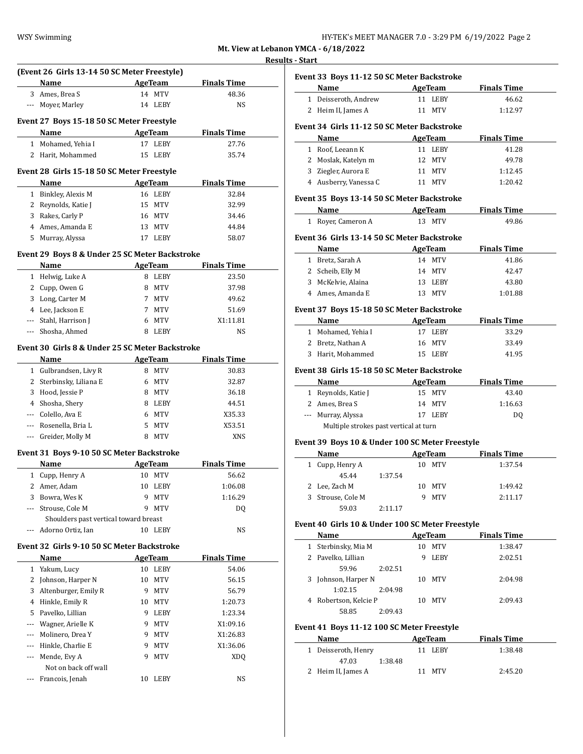Mt. View at Lebanon YMCA - 6/18/2022

Results - Start

### (Event 26 Girls 13-14 50 SC Meter Freestyle)

| | Name | Age | Team | Finals Time |
|---|---|---|---|---|
| 3 | Ames, Brea S | 14 | MTV | 48.36 |
| --- | Moyer, Marley | 14 | LEBY | NS |

### Event 27 Boys 15-18 50 SC Meter Freestyle

| | Name | Age | Team | Finals Time |
|---|---|---|---|---|
| 1 | Mohamed, Yehia I | 17 | LEBY | 27.76 |
| 2 | Harit, Mohammed | 15 | LEBY | 35.74 |

### Event 28 Girls 15-18 50 SC Meter Freestyle

| | Name | Age | Team | Finals Time |
|---|---|---|---|---|
| 1 | Binkley, Alexis M | 16 | LEBY | 32.84 |
| 2 | Reynolds, Katie J | 15 | MTV | 32.99 |
| 3 | Rakes, Carly P | 16 | MTV | 34.46 |
| 4 | Ames, Amanda E | 13 | MTV | 44.84 |
| 5 | Murray, Alyssa | 17 | LEBY | 58.07 |

### Event 29 Boys 8 & Under 25 SC Meter Backstroke

| | Name | Age | Team | Finals Time |
|---|---|---|---|---|
| 1 | Helwig, Luke A | 8 | LEBY | 23.50 |
| 2 | Cupp, Owen G | 8 | MTV | 37.98 |
| 3 | Long, Carter M | 7 | MTV | 49.62 |
| 4 | Lee, Jackson E | 7 | MTV | 51.69 |
| --- | Stahl, Harrison J | 6 | MTV | X1:11.81 |
| --- | Shosha, Ahmed | 8 | LEBY | NS |

### Event 30 Girls 8 & Under 25 SC Meter Backstroke

| | Name | Age | Team | Finals Time |
|---|---|---|---|---|
| 1 | Gulbrandsen, Livy R | 8 | MTV | 30.83 |
| 2 | Sterbinsky, Liliana E | 6 | MTV | 32.87 |
| 3 | Hood, Jessie P | 8 | MTV | 36.18 |
| 4 | Shosha, Shery | 8 | LEBY | 44.51 |
| --- | Colello, Ava E | 6 | MTV | X35.33 |
| --- | Rosenella, Bria L | 5 | MTV | X53.51 |
| --- | Greider, Molly M | 8 | MTV | XNS |

### Event 31 Boys 9-10 50 SC Meter Backstroke

| | Name | Age | Team | Finals Time |
|---|---|---|---|---|
| 1 | Cupp, Henry A | 10 | MTV | 56.62 |
| 2 | Amer, Adam | 10 | LEBY | 1:06.08 |
| 3 | Bowra, Wes K | 9 | MTV | 1:16.29 |
| --- | Strouse, Cole M | 9 | MTV | DQ |
| | Shoulders past vertical toward breast | | | |
| --- | Adorno Ortiz, Ian | 10 | LEBY | NS |

### Event 32 Girls 9-10 50 SC Meter Backstroke

| | Name | Age | Team | Finals Time |
|---|---|---|---|---|
| 1 | Yakum, Lucy | 10 | LEBY | 54.06 |
| 2 | Johnson, Harper N | 10 | MTV | 56.15 |
| 3 | Altenburger, Emily R | 9 | MTV | 56.79 |
| 4 | Hinkle, Emily R | 10 | MTV | 1:20.73 |
| 5 | Pavelko, Lillian | 9 | LEBY | 1:23.34 |
| --- | Wagner, Arielle K | 9 | MTV | X1:09.16 |
| --- | Molinero, Drea Y | 9 | MTV | X1:26.83 |
| --- | Hinkle, Charlie E | 9 | MTV | X1:36.06 |
| --- | Mende, Evy A | 9 | MTV | XDQ |
| | Not on back off wall | | | |
| --- | Francois, Jenah | 10 | LEBY | NS |

### Event 33 Boys 11-12 50 SC Meter Backstroke

| | Name | Age | Team | Finals Time |
|---|---|---|---|---|
| 1 | Deisseroth, Andrew | 11 | LEBY | 46.62 |
| 2 | Heim II, James A | 11 | MTV | 1:12.97 |

### Event 34 Girls 11-12 50 SC Meter Backstroke

| | Name | Age | Team | Finals Time |
|---|---|---|---|---|
| 1 | Roof, Leeann K | 11 | LEBY | 41.28 |
| 2 | Moslak, Katelyn m | 12 | MTV | 49.78 |
| 3 | Ziegler, Aurora E | 11 | MTV | 1:12.45 |
| 4 | Ausberry, Vanessa C | 11 | MTV | 1:20.42 |

### Event 35 Boys 13-14 50 SC Meter Backstroke

| | Name | Age | Team | Finals Time |
|---|---|---|---|---|
| 1 | Royer, Cameron A | 13 | MTV | 49.86 |

### Event 36 Girls 13-14 50 SC Meter Backstroke

| | Name | Age | Team | Finals Time |
|---|---|---|---|---|
| 1 | Bretz, Sarah A | 14 | MTV | 41.86 |
| 2 | Scheib, Elly M | 14 | MTV | 42.47 |
| 3 | McKelvie, Alaina | 13 | LEBY | 43.80 |
| 4 | Ames, Amanda E | 13 | MTV | 1:01.88 |

### Event 37 Boys 15-18 50 SC Meter Backstroke

| | Name | Age | Team | Finals Time |
|---|---|---|---|---|
| 1 | Mohamed, Yehia I | 17 | LEBY | 33.29 |
| 2 | Bretz, Nathan A | 16 | MTV | 33.49 |
| 3 | Harit, Mohammed | 15 | LEBY | 41.95 |

### Event 38 Girls 15-18 50 SC Meter Backstroke

| | Name | Age | Team | Finals Time |
|---|---|---|---|---|
| 1 | Reynolds, Katie J | 15 | MTV | 43.40 |
| 2 | Ames, Brea S | 14 | MTV | 1:16.63 |
| --- | Murray, Alyssa | 17 | LEBY | DQ |
| | Multiple strokes past vertical at turn | | | |

### Event 39 Boys 10 & Under 100 SC Meter Freestyle

| | Name | Age | Team | Finals Time |
|---|---|---|---|---|
| 1 | Cupp, Henry A | 10 | MTV | 1:37.54 |
| | 45.44 1:37.54 | | | |
| 2 | Lee, Zach M | 10 | MTV | 1:49.42 |
| 3 | Strouse, Cole M | 9 | MTV | 2:11.17 |
| | 59.03 2:11.17 | | | |

### Event 40 Girls 10 & Under 100 SC Meter Freestyle

| | Name | Age | Team | Finals Time |
|---|---|---|---|---|
| 1 | Sterbinsky, Mia M | 10 | MTV | 1:38.47 |
| 2 | Pavelko, Lillian | 9 | LEBY | 2:02.51 |
| | 59.96 2:02.51 | | | |
| 3 | Johnson, Harper N | 10 | MTV | 2:04.98 |
| | 1:02.15 2:04.98 | | | |
| 4 | Robertson, Kelcie P | 10 | MTV | 2:09.43 |
| | 58.85 2:09.43 | | | |

### Event 41 Boys 11-12 100 SC Meter Freestyle

| | Name | Age | Team | Finals Time |
|---|---|---|---|---|
| 1 | Deisseroth, Henry | 11 | LEBY | 1:38.48 |
| | 47.03 1:38.48 | | | |
| 2 | Heim II, James A | 11 | MTV | 2:45.20 |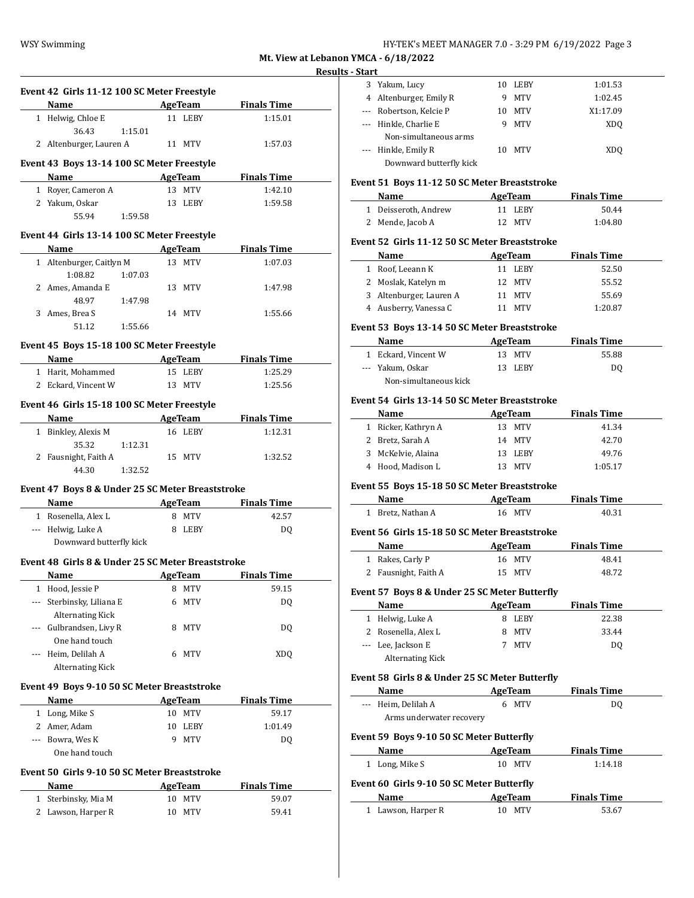**Mt. View at Lebanon YMCA - 6/18/2022**

**Results - Start**

### Event 42 Girls 11-12 100 SC Meter Freestyle

| | Name | Age | Team | Finals Time |
|---|---|---|---|---|
| 1 | Helwig, Chloe E | 11 | LEBY | 1:15.01 |
| | 36.43 1:15.01 | | | |
| 2 | Altenburger, Lauren A | 11 | MTV | 1:57.03 |

### Event 43 Boys 13-14 100 SC Meter Freestyle

| | Name | Age | Team | Finals Time |
|---|---|---|---|---|
| 1 | Royer, Cameron A | 13 | MTV | 1:42.10 |
| 2 | Yakum, Oskar | 13 | LEBY | 1:59.58 |
| | 55.94 1:59.58 | | | |

### Event 44 Girls 13-14 100 SC Meter Freestyle

| | Name | Age | Team | Finals Time |
|---|---|---|---|---|
| 1 | Altenburger, Caitlyn M | 13 | MTV | 1:07.03 |
| | 1:08.82 1:07.03 | | | |
| 2 | Ames, Amanda E | 13 | MTV | 1:47.98 |
| | 48.97 1:47.98 | | | |
| 3 | Ames, Brea S | 14 | MTV | 1:55.66 |
| | 51.12 1:55.66 | | | |

### Event 45 Boys 15-18 100 SC Meter Freestyle

| | Name | Age | Team | Finals Time |
|---|---|---|---|---|
| 1 | Harit, Mohammed | 15 | LEBY | 1:25.29 |
| 2 | Eckard, Vincent W | 13 | MTV | 1:25.56 |

### Event 46 Girls 15-18 100 SC Meter Freestyle

| | Name | Age | Team | Finals Time |
|---|---|---|---|---|
| 1 | Binkley, Alexis M | 16 | LEBY | 1:12.31 |
| | 35.32 1:12.31 | | | |
| 2 | Fausnight, Faith A | 15 | MTV | 1:32.52 |
| | 44.30 1:32.52 | | | |

### Event 47 Boys 8 & Under 25 SC Meter Breaststroke

| | Name | Age | Team | Finals Time |
|---|---|---|---|---|
| 1 | Rosenella, Alex L | 8 | MTV | 42.57 |
| --- | Helwig, Luke A | 8 | LEBY | DQ |
| | Downward butterfly kick | | | |

### Event 48 Girls 8 & Under 25 SC Meter Breaststroke

| | Name | Age | Team | Finals Time |
|---|---|---|---|---|
| 1 | Hood, Jessie P | 8 | MTV | 59.15 |
| --- | Sterbinsky, Liliana E | 6 | MTV | DQ |
| | Alternating Kick | | | |
| --- | Gulbrandsen, Livy R | 8 | MTV | DQ |
| | One hand touch | | | |
| --- | Heim, Delilah A | 6 | MTV | XDQ |
| | Alternating Kick | | | |

### Event 49 Boys 9-10 50 SC Meter Breaststroke

| | Name | Age | Team | Finals Time |
|---|---|---|---|---|
| 1 | Long, Mike S | 10 | MTV | 59.17 |
| 2 | Amer, Adam | 10 | LEBY | 1:01.49 |
| --- | Bowra, Wes K | 9 | MTV | DQ |
| | One hand touch | | | |

### Event 50 Girls 9-10 50 SC Meter Breaststroke

| | Name | Age | Team | Finals Time |
|---|---|---|---|---|
| 1 | Sterbinsky, Mia M | 10 | MTV | 59.07 |
| 2 | Lawson, Harper R | 10 | MTV | 59.41 |
| 3 | Yakum, Lucy | 10 | LEBY | 1:01.53 |
| 4 | Altenburger, Emily R | 9 | MTV | 1:02.45 |
| --- | Robertson, Kelcie P | 10 | MTV | X1:17.09 |
| --- | Hinkle, Charlie E | 9 | MTV | XDQ |
| | Non-simultaneous arms | | | |
| --- | Hinkle, Emily R | 10 | MTV | XDQ |
| | Downward butterfly kick | | | |

### Event 51 Boys 11-12 50 SC Meter Breaststroke

| | Name | Age | Team | Finals Time |
|---|---|---|---|---|
| 1 | Deisseroth, Andrew | 11 | LEBY | 50.44 |
| 2 | Mende, Jacob A | 12 | MTV | 1:04.80 |

### Event 52 Girls 11-12 50 SC Meter Breaststroke

| | Name | Age | Team | Finals Time |
|---|---|---|---|---|
| 1 | Roof, Leeann K | 11 | LEBY | 52.50 |
| 2 | Moslak, Katelyn m | 12 | MTV | 55.52 |
| 3 | Altenburger, Lauren A | 11 | MTV | 55.69 |
| 4 | Ausberry, Vanessa C | 11 | MTV | 1:20.87 |

### Event 53 Boys 13-14 50 SC Meter Breaststroke

| | Name | Age | Team | Finals Time |
|---|---|---|---|---|
| 1 | Eckard, Vincent W | 13 | MTV | 55.88 |
| --- | Yakum, Oskar | 13 | LEBY | DQ |
| | Non-simultaneous kick | | | |

### Event 54 Girls 13-14 50 SC Meter Breaststroke

| | Name | Age | Team | Finals Time |
|---|---|---|---|---|
| 1 | Ricker, Kathryn A | 13 | MTV | 41.34 |
| 2 | Bretz, Sarah A | 14 | MTV | 42.70 |
| 3 | McKelvie, Alaina | 13 | LEBY | 49.76 |
| 4 | Hood, Madison L | 13 | MTV | 1:05.17 |

### Event 55 Boys 15-18 50 SC Meter Breaststroke

| | Name | Age | Team | Finals Time |
|---|---|---|---|---|
| 1 | Bretz, Nathan A | 16 | MTV | 40.31 |

### Event 56 Girls 15-18 50 SC Meter Breaststroke

| | Name | Age | Team | Finals Time |
|---|---|---|---|---|
| 1 | Rakes, Carly P | 16 | MTV | 48.41 |
| 2 | Fausnight, Faith A | 15 | MTV | 48.72 |

### Event 57 Boys 8 & Under 25 SC Meter Butterfly

| | Name | Age | Team | Finals Time |
|---|---|---|---|---|
| 1 | Helwig, Luke A | 8 | LEBY | 22.38 |
| 2 | Rosenella, Alex L | 8 | MTV | 33.44 |
| --- | Lee, Jackson E | 7 | MTV | DQ |
| | Alternating Kick | | | |

### Event 58 Girls 8 & Under 25 SC Meter Butterfly

| | Name | Age | Team | Finals Time |
|---|---|---|---|---|
| --- | Heim, Delilah A | 6 | MTV | DQ |
| | Arms underwater recovery | | | |

### Event 59 Boys 9-10 50 SC Meter Butterfly

| | Name | Age | Team | Finals Time |
|---|---|---|---|---|
| 1 | Long, Mike S | 10 | MTV | 1:14.18 |

### Event 60 Girls 9-10 50 SC Meter Butterfly

| | Name | Age | Team | Finals Time |
|---|---|---|---|---|
| 1 | Lawson, Harper R | 10 | MTV | 53.67 |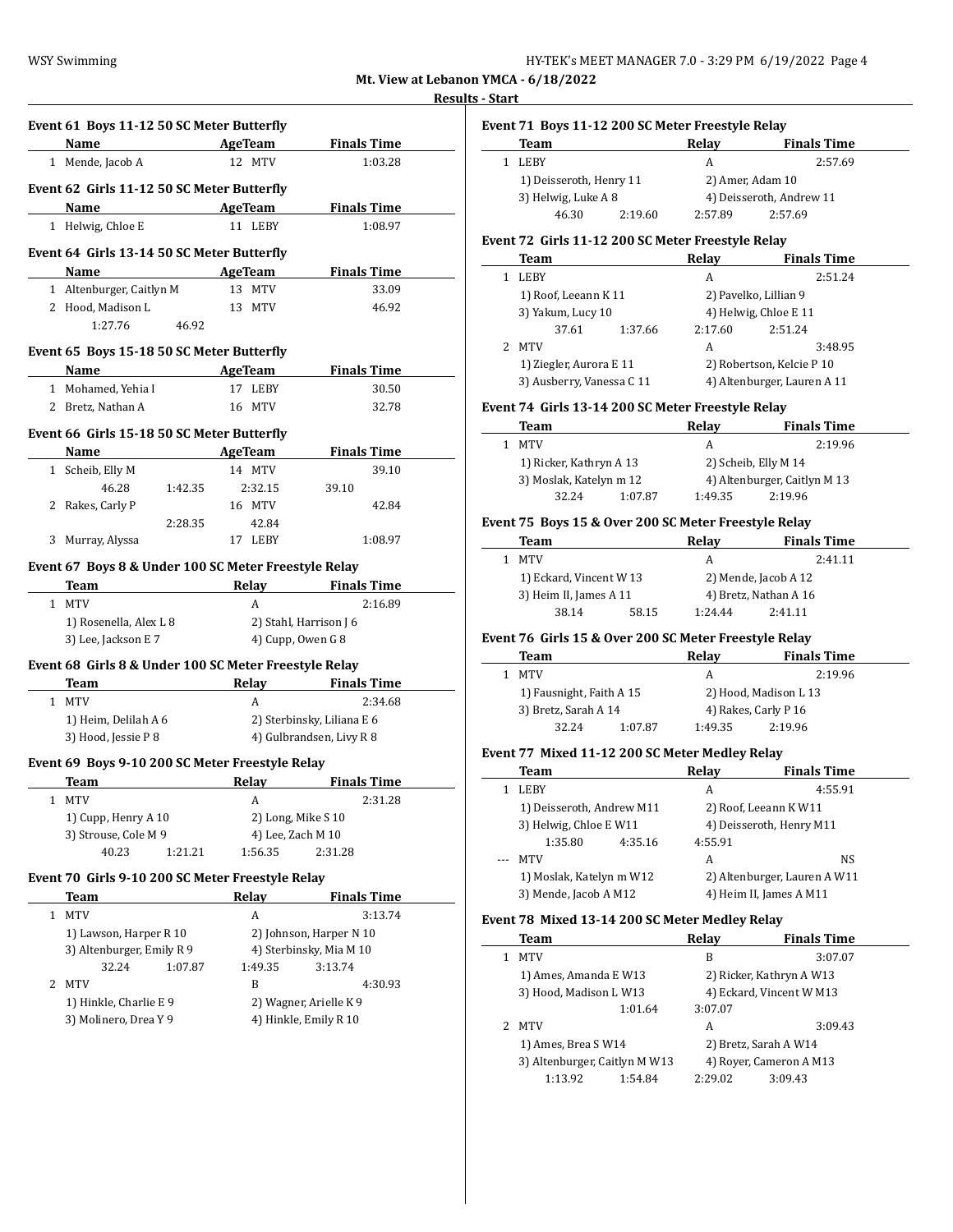**Mt. View at Lebanon YMCA - 6/18/2022**

**Results - Start**

### Event 61 Boys 11-12 50 SC Meter Butterfly

| | Name | Age | Team | Finals Time |
|---|---|---|---|---|
| 1 | Mende, Jacob A | 12 | MTV | 1:03.28 |

### Event 62 Girls 11-12 50 SC Meter Butterfly

| | Name | Age | Team | Finals Time |
|---|---|---|---|---|
| 1 | Helwig, Chloe E | 11 | LEBY | 1:08.97 |

### Event 64 Girls 13-14 50 SC Meter Butterfly

| | Name | Age | Team | Finals Time |
|---|---|---|---|---|
| 1 | Altenburger, Caitlyn M | 13 | MTV | 33.09 |
| 2 | Hood, Madison L | 13 | MTV | 46.92 |
| | 1:27.76 46.92 | | | |

### Event 65 Boys 15-18 50 SC Meter Butterfly

| | Name | Age | Team | Finals Time |
|---|---|---|---|---|
| 1 | Mohamed, Yehia I | 17 | LEBY | 30.50 |
| 2 | Bretz, Nathan A | 16 | MTV | 32.78 |

### Event 66 Girls 15-18 50 SC Meter Butterfly

| | Name | Age | Team | Finals Time |
|---|---|---|---|---|
| 1 | Scheib, Elly M | 14 | MTV | 39.10 |
| | 46.28 1:42.35 2:32.15 39.10 | | | |
| 2 | Rakes, Carly P | 16 | MTV | 42.84 |
| | 2:28.35 42.84 | | | |
| 3 | Murray, Alyssa | 17 | LEBY | 1:08.97 |

### Event 67 Boys 8 & Under 100 SC Meter Freestyle Relay

| | Team | Relay | Finals Time |
|---|---|---|---|
| 1 | MTV | A | 2:16.89 |
| | 1) Rosenella, Alex L 8 | 2) Stahl, Harrison J 6 | |
| | 3) Lee, Jackson E 7 | 4) Cupp, Owen G 8 | |

### Event 68 Girls 8 & Under 100 SC Meter Freestyle Relay

| | Team | Relay | Finals Time |
|---|---|---|---|
| 1 | MTV | A | 2:34.68 |
| | 1) Heim, Delilah A 6 | 2) Sterbinsky, Liliana E 6 | |
| | 3) Hood, Jessie P 8 | 4) Gulbrandsen, Livy R 8 | |

### Event 69 Boys 9-10 200 SC Meter Freestyle Relay

| | Team | Relay | Finals Time |
|---|---|---|---|
| 1 | MTV | A | 2:31.28 |
| | 1) Cupp, Henry A 10 | 2) Long, Mike S 10 | |
| | 3) Strouse, Cole M 9 | 4) Lee, Zach M 10 | |
| | 40.23 1:21.21 | 1:56.35 | 2:31.28 |

### Event 70 Girls 9-10 200 SC Meter Freestyle Relay

| | Team | Relay | Finals Time |
|---|---|---|---|
| 1 | MTV | A | 3:13.74 |
| | 1) Lawson, Harper R 10 | 2) Johnson, Harper N 10 | |
| | 3) Altenburger, Emily R 9 | 4) Sterbinsky, Mia M 10 | |
| | 32.24 1:07.87 | 1:49.35 | 3:13.74 |
| 2 | MTV | B | 4:30.93 |
| | 1) Hinkle, Charlie E 9 | 2) Wagner, Arielle K 9 | |
| | 3) Molinero, Drea Y 9 | 4) Hinkle, Emily R 10 | |

### Event 71 Boys 11-12 200 SC Meter Freestyle Relay

| | Team | Relay | Finals Time |
|---|---|---|---|
| 1 | LEBY | A | 2:57.69 |
| | 1) Deisseroth, Henry 11 | 2) Amer, Adam 10 | |
| | 3) Helwig, Luke A 8 | 4) Deisseroth, Andrew 11 | |
| | 46.30 2:19.60 | 2:57.89 | 2:57.69 |

### Event 72 Girls 11-12 200 SC Meter Freestyle Relay

| | Team | Relay | Finals Time |
|---|---|---|---|
| 1 | LEBY | A | 2:51.24 |
| | 1) Roof, Leeann K 11 | 2) Pavelko, Lillian 9 | |
| | 3) Yakum, Lucy 10 | 4) Helwig, Chloe E 11 | |
| | 37.61 1:37.66 | 2:17.60 | 2:51.24 |
| 2 | MTV | A | 3:48.95 |
| | 1) Ziegler, Aurora E 11 | 2) Robertson, Kelcie P 10 | |
| | 3) Ausberry, Vanessa C 11 | 4) Altenburger, Lauren A 11 | |

### Event 74 Girls 13-14 200 SC Meter Freestyle Relay

| | Team | Relay | Finals Time |
|---|---|---|---|
| 1 | MTV | A | 2:19.96 |
| | 1) Ricker, Kathryn A 13 | 2) Scheib, Elly M 14 | |
| | 3) Moslak, Katelyn m 12 | 4) Altenburger, Caitlyn M 13 | |
| | 32.24 1:07.87 | 1:49.35 | 2:19.96 |

### Event 75 Boys 15 & Over 200 SC Meter Freestyle Relay

| | Team | Relay | Finals Time |
|---|---|---|---|
| 1 | MTV | A | 2:41.11 |
| | 1) Eckard, Vincent W 13 | 2) Mende, Jacob A 12 | |
| | 3) Heim II, James A 11 | 4) Bretz, Nathan A 16 | |
| | 38.14 58.15 | 1:24.44 | 2:41.11 |

### Event 76 Girls 15 & Over 200 SC Meter Freestyle Relay

| | Team | Relay | Finals Time |
|---|---|---|---|
| 1 | MTV | A | 2:19.96 |
| | 1) Fausnight, Faith A 15 | 2) Hood, Madison L 13 | |
| | 3) Bretz, Sarah A 14 | 4) Rakes, Carly P 16 | |
| | 32.24 1:07.87 | 1:49.35 | 2:19.96 |

### Event 77 Mixed 11-12 200 SC Meter Medley Relay

| | Team | Relay | Finals Time |
|---|---|---|---|
| 1 | LEBY | A | 4:55.91 |
| | 1) Deisseroth, Andrew M11 | 2) Roof, Leeann K W11 | |
| | 3) Helwig, Chloe E W11 | 4) Deisseroth, Henry M11 | |
| | 1:35.80 4:35.16 | 4:55.91 | |
| --- | MTV | A | NS |
| | 1) Moslak, Katelyn m W12 | 2) Altenburger, Lauren A W11 | |
| | 3) Mende, Jacob A M12 | 4) Heim II, James A M11 | |

### Event 78 Mixed 13-14 200 SC Meter Medley Relay

| | Team | Relay | Finals Time |
|---|---|---|---|
| 1 | MTV | B | 3:07.07 |
| | 1) Ames, Amanda E W13 | 2) Ricker, Kathryn A W13 | |
| | 3) Hood, Madison L W13 | 4) Eckard, Vincent W M13 | |
| | 1:01.64 | 3:07.07 | |
| 2 | MTV | A | 3:09.43 |
| | 1) Ames, Brea S W14 | 2) Bretz, Sarah A W14 | |
| | 3) Altenburger, Caitlyn M W13 | 4) Royer, Cameron A M13 | |
| | 1:13.92 1:54.84 | 2:29.02 | 3:09.43 |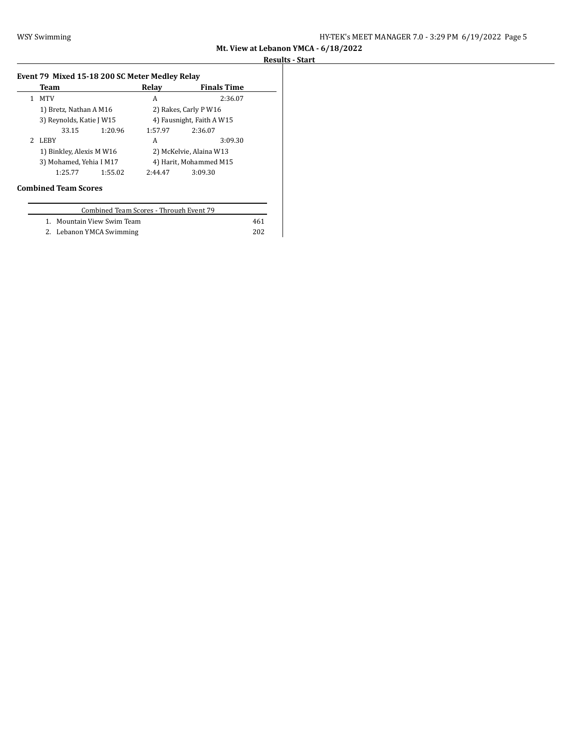## Event 79 Mixed 15-18 200 SC Meter Medley Relay

| | Team | Relay | Finals Time |
|---|---|---|---|
| 1 | MTV | A | 2:36.07 |
| | 1) Bretz, Nathan A M16 | 2) Rakes, Carly P W16 | |
| | 3) Reynolds, Katie J W15 | 4) Fausnight, Faith A W15 | |
| | 33.15 1:20.96 | 1:57.97 | 2:36.07 |
| 2 | LEBY | A | 3:09.30 |
| | 1) Binkley, Alexis M W16 | 2) McKelvie, Alaina W13 | |
| | 3) Mohamed, Yehia I M17 | 4) Harit, Mohammed M15 | |
| | 1:25.77 1:55.02 | 2:44.47 | 3:09.30 |

## Combined Team Scores

| Combined Team Scores - Through Event 79 | |
|---|---|
| 1. Mountain View Swim Team | 461 |
| 2. Lebanon YMCA Swimming | 202 |